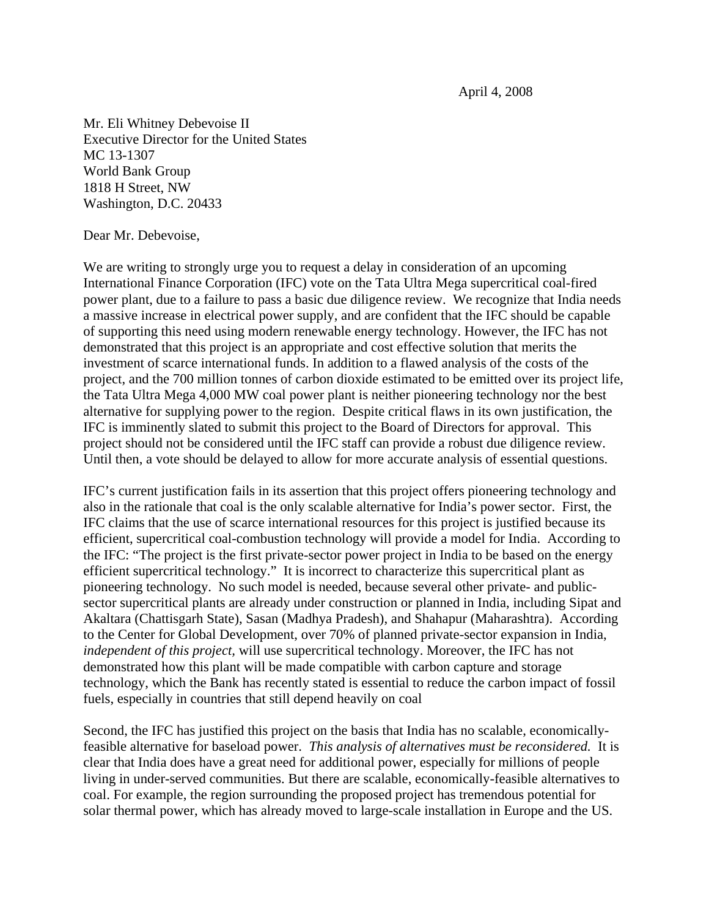April 4, 2008

Mr. Eli Whitney Debevoise II  
Executive Director for the United States  
MC 13-1307  
World Bank Group  
1818 H Street, NW  
Washington, D.C. 20433

Dear Mr. Debevoise,

We are writing to strongly urge you to request a delay in consideration of an upcoming International Finance Corporation (IFC) vote on the Tata Ultra Mega supercritical coal-fired power plant, due to a failure to pass a basic due diligence review. We recognize that India needs a massive increase in electrical power supply, and are confident that the IFC should be capable of supporting this need using modern renewable energy technology. However, the IFC has not demonstrated that this project is an appropriate and cost effective solution that merits the investment of scarce international funds. In addition to a flawed analysis of the costs of the project, and the 700 million tonnes of carbon dioxide estimated to be emitted over its project life, the Tata Ultra Mega 4,000 MW coal power plant is neither pioneering technology nor the best alternative for supplying power to the region. Despite critical flaws in its own justification, the IFC is imminently slated to submit this project to the Board of Directors for approval. This project should not be considered until the IFC staff can provide a robust due diligence review. Until then, a vote should be delayed to allow for more accurate analysis of essential questions.

IFC's current justification fails in its assertion that this project offers pioneering technology and also in the rationale that coal is the only scalable alternative for India's power sector. First, the IFC claims that the use of scarce international resources for this project is justified because its efficient, supercritical coal-combustion technology will provide a model for India. According to the IFC: "The project is the first private-sector power project in India to be based on the energy efficient supercritical technology." It is incorrect to characterize this supercritical plant as pioneering technology. No such model is needed, because several other private- and public-sector supercritical plants are already under construction or planned in India, including Sipat and Akaltara (Chattisgarh State), Sasan (Madhya Pradesh), and Shahapur (Maharashtra). According to the Center for Global Development, over 70% of planned private-sector expansion in India, *independent of this project,* will use supercritical technology. Moreover, the IFC has not demonstrated how this plant will be made compatible with carbon capture and storage technology, which the Bank has recently stated is essential to reduce the carbon impact of fossil fuels, especially in countries that still depend heavily on coal

Second, the IFC has justified this project on the basis that India has no scalable, economically-feasible alternative for baseload power. *This analysis of alternatives must be reconsidered.* It is clear that India does have a great need for additional power, especially for millions of people living in under-served communities. But there are scalable, economically-feasible alternatives to coal. For example, the region surrounding the proposed project has tremendous potential for solar thermal power, which has already moved to large-scale installation in Europe and the US.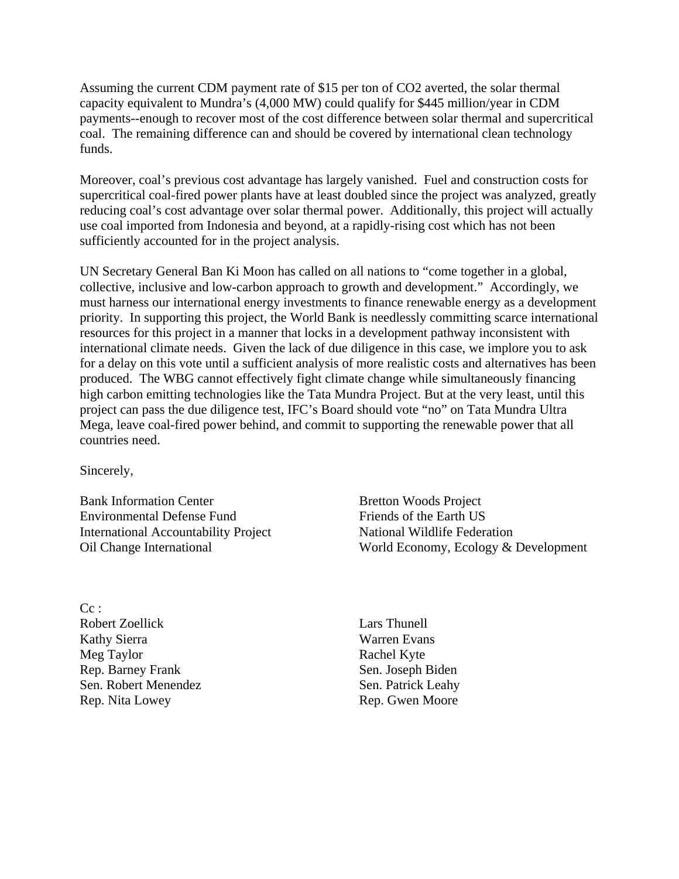Assuming the current CDM payment rate of \$15 per ton of $CO_2$ averted, the solar thermal capacity equivalent to Mundra's (4,000 MW) could qualify for \$445 million/year in CDM payments--enough to recover most of the cost difference between solar thermal and supercritical coal. The remaining difference can and should be covered by international clean technology funds.

Moreover, coal's previous cost advantage has largely vanished. Fuel and construction costs for supercritical coal-fired power plants have at least doubled since the project was analyzed, greatly reducing coal's cost advantage over solar thermal power. Additionally, this project will actually use coal imported from Indonesia and beyond, at a rapidly-rising cost which has not been sufficiently accounted for in the project analysis.

UN Secretary General Ban Ki Moon has called on all nations to "come together in a global, collective, inclusive and low-carbon approach to growth and development." Accordingly, we must harness our international energy investments to finance renewable energy as a development priority. In supporting this project, the World Bank is needlessly committing scarce international resources for this project in a manner that locks in a development pathway inconsistent with international climate needs. Given the lack of due diligence in this case, we implore you to ask for a delay on this vote until a sufficient analysis of more realistic costs and alternatives has been produced. The WBG cannot effectively fight climate change while simultaneously financing high carbon emitting technologies like the Tata Mundra Project. But at the very least, until this project can pass the due diligence test, IFC's Board should vote "no" on Tata Mundra Ultra Mega, leave coal-fired power behind, and commit to supporting the renewable power that all countries need.

Sincerely,

Bank Information Center
Environmental Defense Fund
International Accountability Project
Oil Change International
Bretton Woods Project
Friends of the Earth US
National Wildlife Federation
World Economy, Ecology & Development

Cc :
Robert Zoellick
Kathy Sierra
Meg Taylor
Rep. Barney Frank
Sen. Robert Menendez
Rep. Nita Lowey
Lars Thunell
Warren Evans
Rachel Kyte
Sen. Joseph Biden
Sen. Patrick Leahy
Rep. Gwen Moore